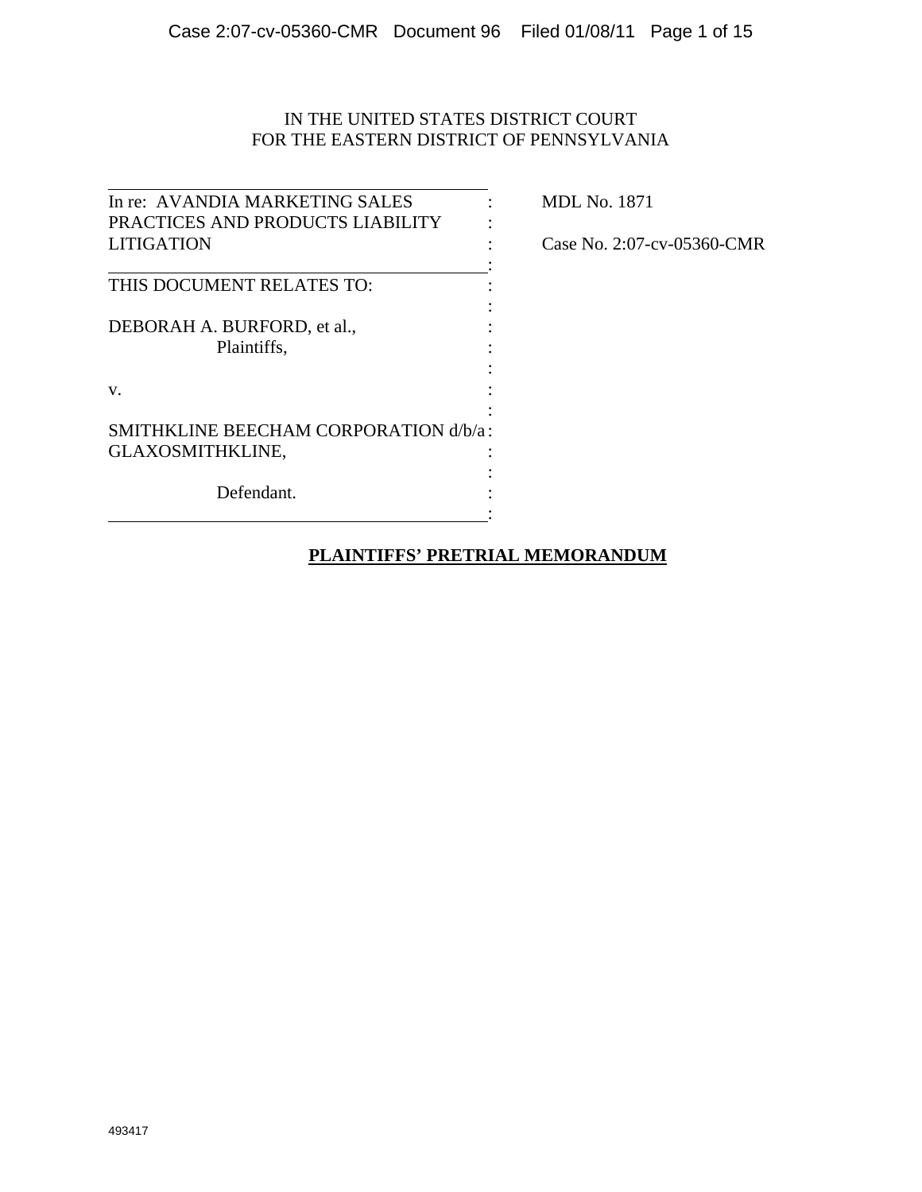IN THE UNITED STATES DISTRICT COURT
FOR THE EASTERN DISTRICT OF PENNSYLVANIA

| | | |
|---|---|---|
| In re: AVANDIA MARKETING SALES PRACTICES AND PRODUCTS LIABILITY LITIGATION | : | MDL No. 1871<br><br>Case No. 2:07-cv-05360-CMR |
| THIS DOCUMENT RELATES TO:<br><br>DEBORAH A. BURFORD, et al.,<br>Plaintiffs,<br><br>v.<br><br>SMITHKLINE BEECHAM CORPORATION d/b/a GLAXOSMITHKLINE,<br><br>Defendant. | : | |

**PLAINTIFFS' PRETRIAL MEMORANDUM**

493417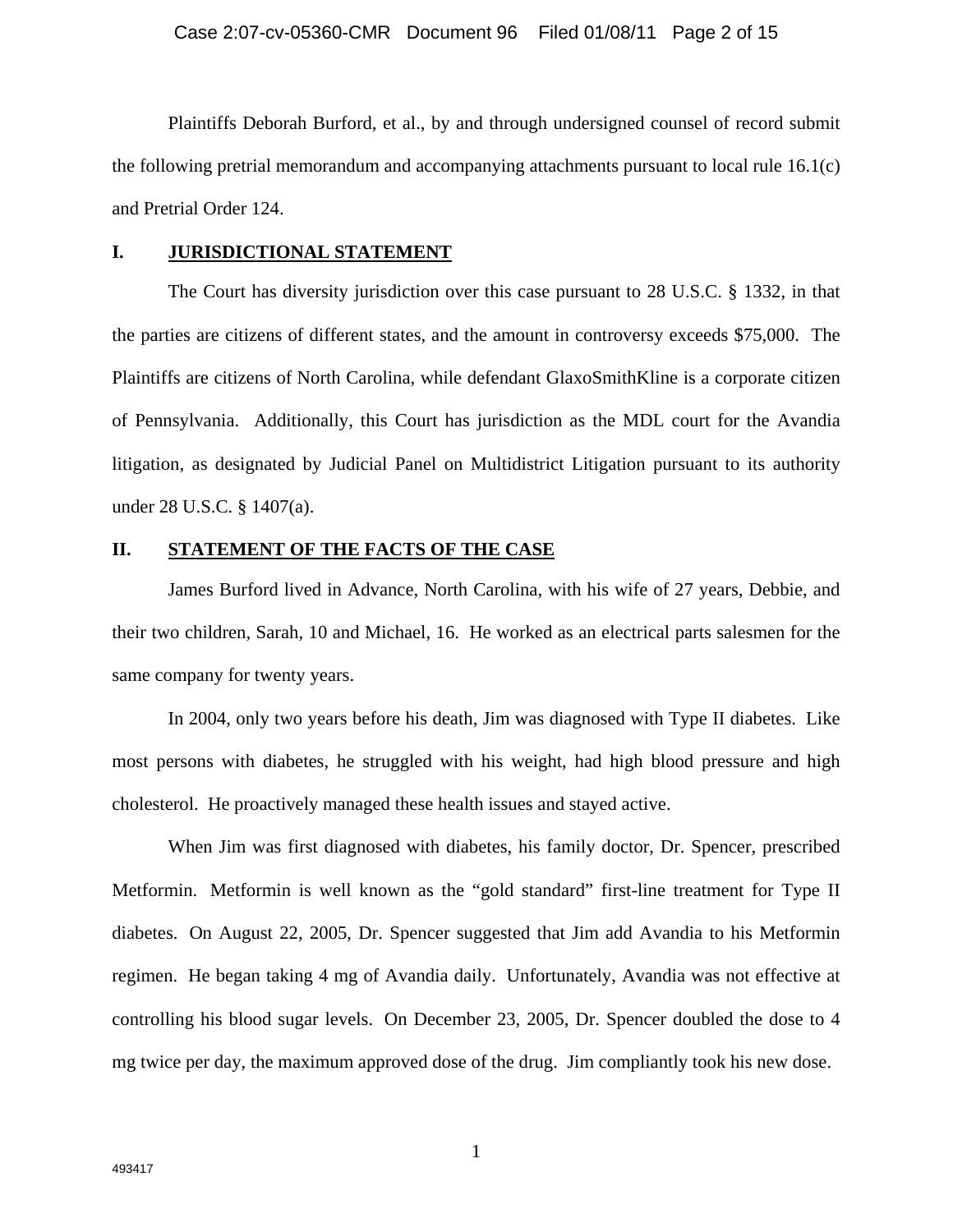Plaintiffs Deborah Burford, et al., by and through undersigned counsel of record submit the following pretrial memorandum and accompanying attachments pursuant to local rule 16.1(c) and Pretrial Order 124.

## I. JURISDICTIONAL STATEMENT

The Court has diversity jurisdiction over this case pursuant to 28 U.S.C. § 1332, in that the parties are citizens of different states, and the amount in controversy exceeds $75,000. The Plaintiffs are citizens of North Carolina, while defendant GlaxoSmithKline is a corporate citizen of Pennsylvania. Additionally, this Court has jurisdiction as the MDL court for the Avandia litigation, as designated by Judicial Panel on Multidistrict Litigation pursuant to its authority under 28 U.S.C. § 1407(a).

## II. STATEMENT OF THE FACTS OF THE CASE

James Burford lived in Advance, North Carolina, with his wife of 27 years, Debbie, and their two children, Sarah, 10 and Michael, 16. He worked as an electrical parts salesmen for the same company for twenty years.

In 2004, only two years before his death, Jim was diagnosed with Type II diabetes. Like most persons with diabetes, he struggled with his weight, had high blood pressure and high cholesterol. He proactively managed these health issues and stayed active.

When Jim was first diagnosed with diabetes, his family doctor, Dr. Spencer, prescribed Metformin. Metformin is well known as the "gold standard" first-line treatment for Type II diabetes. On August 22, 2005, Dr. Spencer suggested that Jim add Avandia to his Metformin regimen. He began taking 4 mg of Avandia daily. Unfortunately, Avandia was not effective at controlling his blood sugar levels. On December 23, 2005, Dr. Spencer doubled the dose to 4 mg twice per day, the maximum approved dose of the drug. Jim compliantly took his new dose.

493417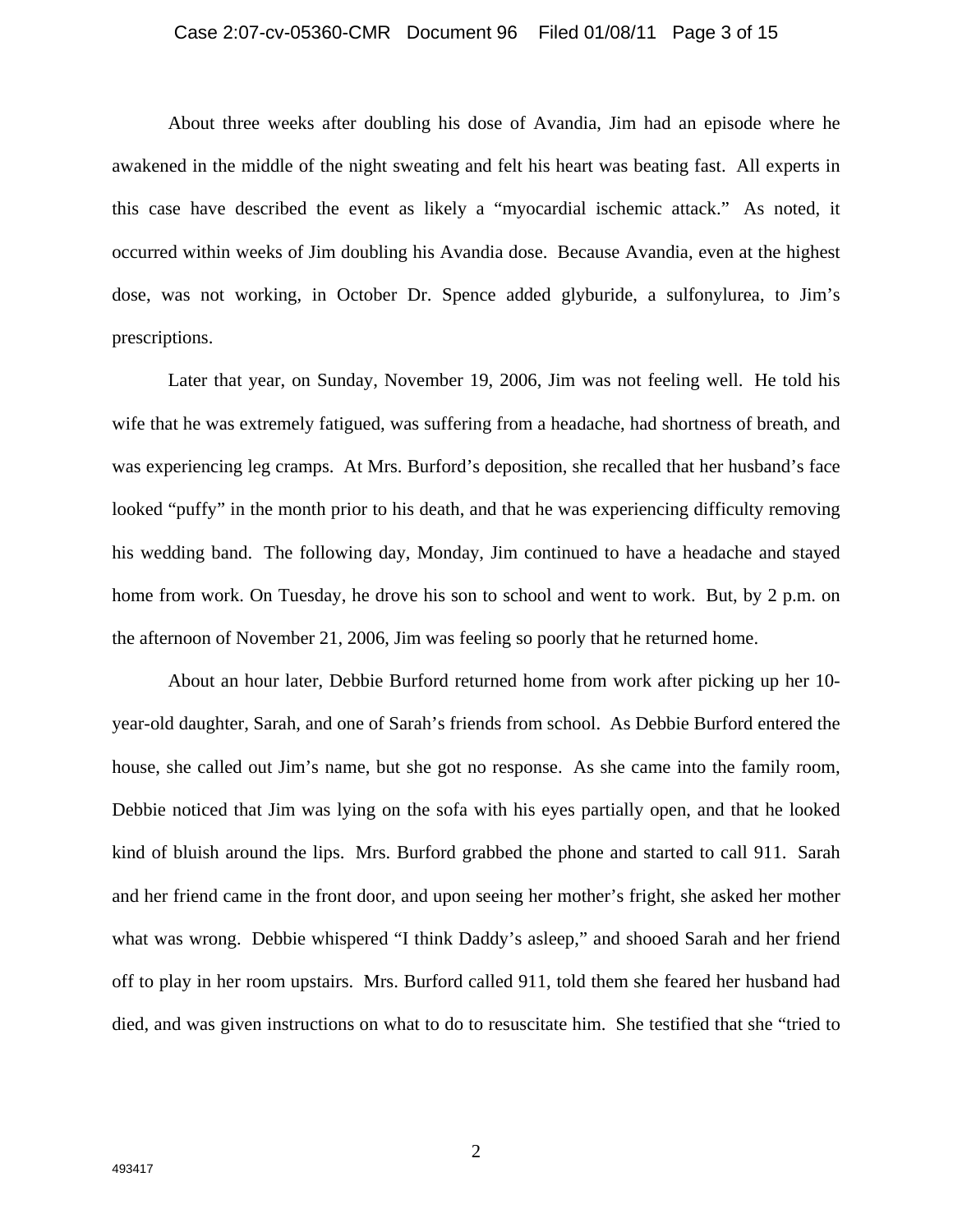About three weeks after doubling his dose of Avandia, Jim had an episode where he awakened in the middle of the night sweating and felt his heart was beating fast. All experts in this case have described the event as likely a "myocardial ischemic attack." As noted, it occurred within weeks of Jim doubling his Avandia dose. Because Avandia, even at the highest dose, was not working, in October Dr. Spence added glyburide, a sulfonylurea, to Jim's prescriptions.

Later that year, on Sunday, November 19, 2006, Jim was not feeling well. He told his wife that he was extremely fatigued, was suffering from a headache, had shortness of breath, and was experiencing leg cramps. At Mrs. Burford's deposition, she recalled that her husband's face looked "puffy" in the month prior to his death, and that he was experiencing difficulty removing his wedding band. The following day, Monday, Jim continued to have a headache and stayed home from work. On Tuesday, he drove his son to school and went to work. But, by 2 p.m. on the afternoon of November 21, 2006, Jim was feeling so poorly that he returned home.

About an hour later, Debbie Burford returned home from work after picking up her 10-year-old daughter, Sarah, and one of Sarah's friends from school. As Debbie Burford entered the house, she called out Jim's name, but she got no response. As she came into the family room, Debbie noticed that Jim was lying on the sofa with his eyes partially open, and that he looked kind of bluish around the lips. Mrs. Burford grabbed the phone and started to call 911. Sarah and her friend came in the front door, and upon seeing her mother's fright, she asked her mother what was wrong. Debbie whispered "I think Daddy's asleep," and shooed Sarah and her friend off to play in her room upstairs. Mrs. Burford called 911, told them she feared her husband had died, and was given instructions on what to do to resuscitate him. She testified that she "tried to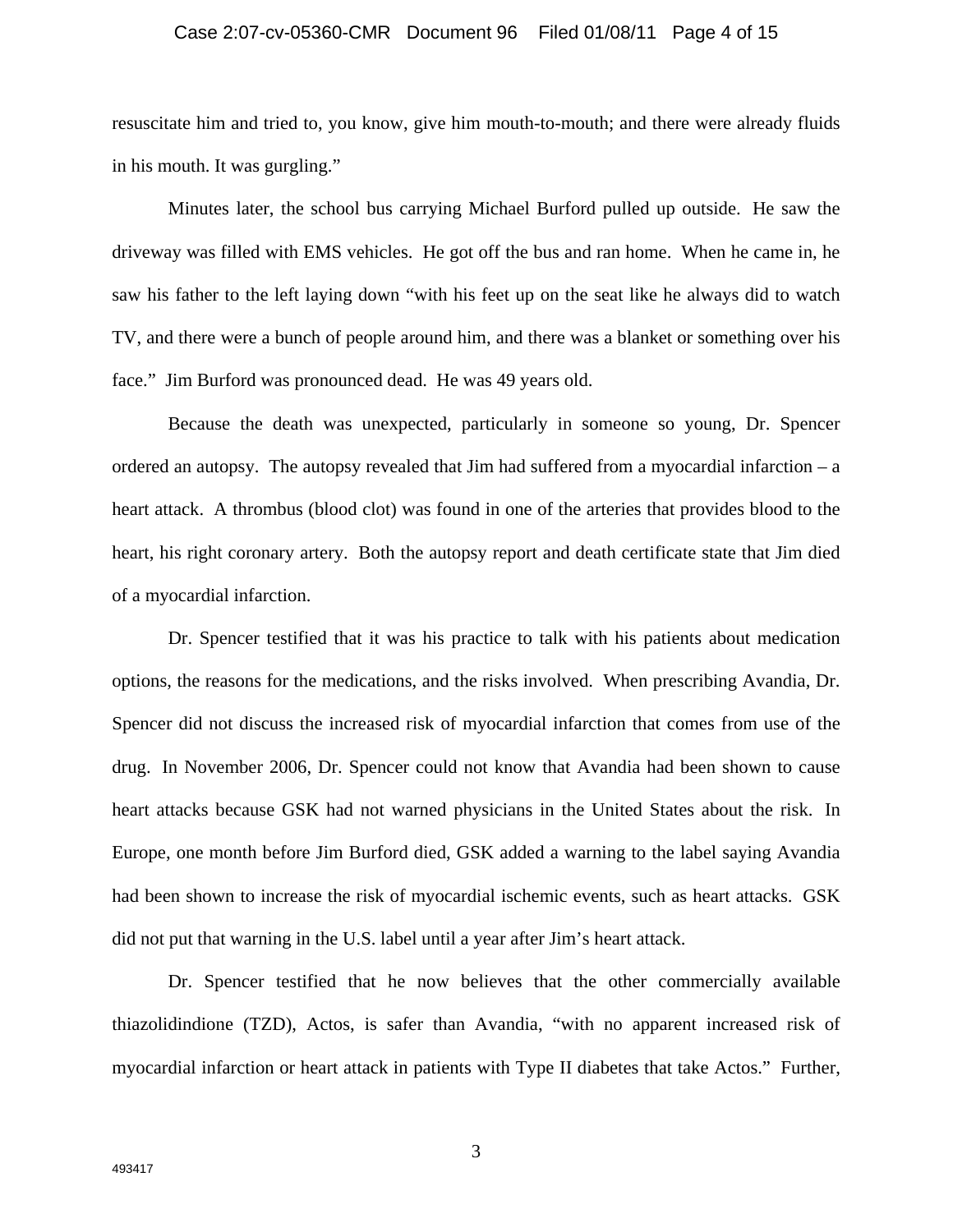resuscitate him and tried to, you know, give him mouth-to-mouth; and there were already fluids in his mouth. It was gurgling."

Minutes later, the school bus carrying Michael Burford pulled up outside. He saw the driveway was filled with EMS vehicles. He got off the bus and ran home. When he came in, he saw his father to the left laying down "with his feet up on the seat like he always did to watch TV, and there were a bunch of people around him, and there was a blanket or something over his face." Jim Burford was pronounced dead. He was 49 years old.

Because the death was unexpected, particularly in someone so young, Dr. Spencer ordered an autopsy. The autopsy revealed that Jim had suffered from a myocardial infarction – a heart attack. A thrombus (blood clot) was found in one of the arteries that provides blood to the heart, his right coronary artery. Both the autopsy report and death certificate state that Jim died of a myocardial infarction.

Dr. Spencer testified that it was his practice to talk with his patients about medication options, the reasons for the medications, and the risks involved. When prescribing Avandia, Dr. Spencer did not discuss the increased risk of myocardial infarction that comes from use of the drug. In November 2006, Dr. Spencer could not know that Avandia had been shown to cause heart attacks because GSK had not warned physicians in the United States about the risk. In Europe, one month before Jim Burford died, GSK added a warning to the label saying Avandia had been shown to increase the risk of myocardial ischemic events, such as heart attacks. GSK did not put that warning in the U.S. label until a year after Jim's heart attack.

Dr. Spencer testified that he now believes that the other commercially available thiazolidindione (TZD), Actos, is safer than Avandia, "with no apparent increased risk of myocardial infarction or heart attack in patients with Type II diabetes that take Actos." Further,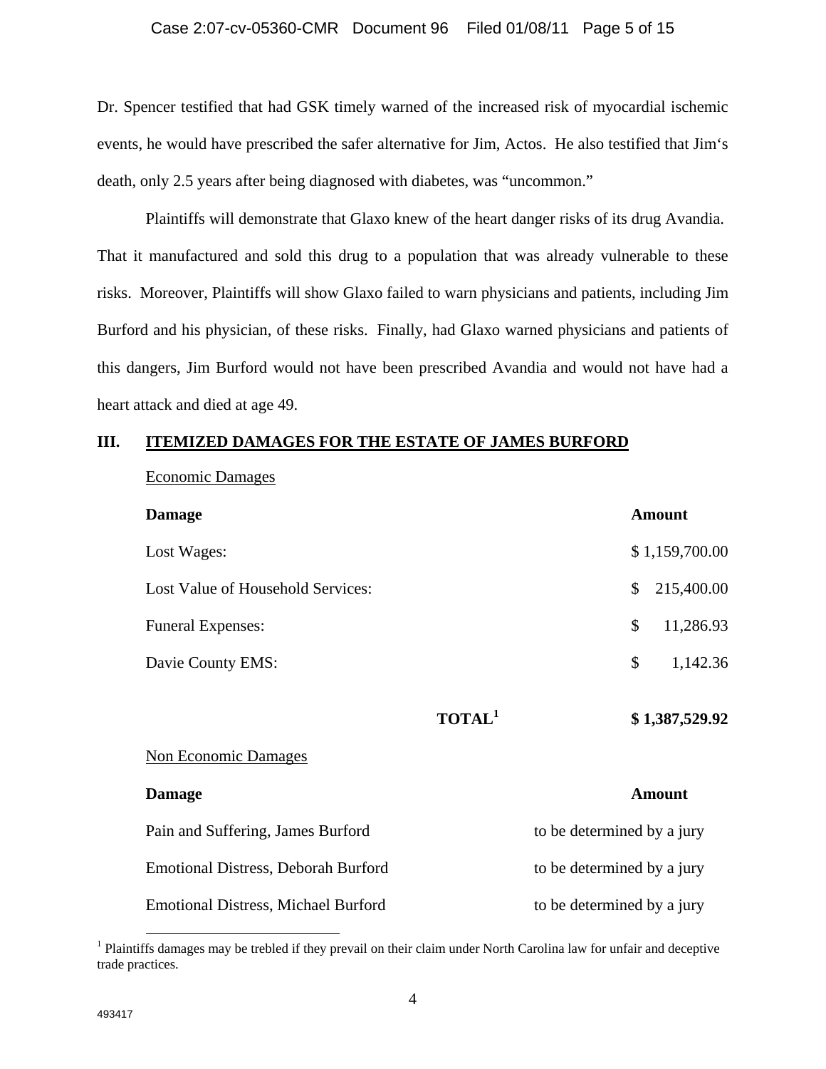Dr. Spencer testified that had GSK timely warned of the increased risk of myocardial ischemic events, he would have prescribed the safer alternative for Jim, Actos. He also testified that Jim's death, only 2.5 years after being diagnosed with diabetes, was "uncommon."

Plaintiffs will demonstrate that Glaxo knew of the heart danger risks of its drug Avandia. That it manufactured and sold this drug to a population that was already vulnerable to these risks. Moreover, Plaintiffs will show Glaxo failed to warn physicians and patients, including Jim Burford and his physician, of these risks. Finally, had Glaxo warned physicians and patients of this dangers, Jim Burford would not have been prescribed Avandia and would not have had a heart attack and died at age 49.

## III. ITEMIZED DAMAGES FOR THE ESTATE OF JAMES BURFORD

Economic Damages

| Damage | Amount |
| --- | --- |
| Lost Wages: | $ 1,159,700.00 |
| Lost Value of Household Services: | $ 215,400.00 |
| Funeral Expenses: | $ 11,286.93 |
| Davie County EMS: | $ 1,142.36 |
| **TOTAL**[1] | **$ 1,387,529.92** |

Non Economic Damages

| Damage | Amount |
| --- | --- |
| Pain and Suffering, James Burford | to be determined by a jury |
| Emotional Distress, Deborah Burford | to be determined by a jury |
| Emotional Distress, Michael Burford | to be determined by a jury |

[1] Plaintiffs damages may be trebled if they prevail on their claim under North Carolina law for unfair and deceptive trade practices.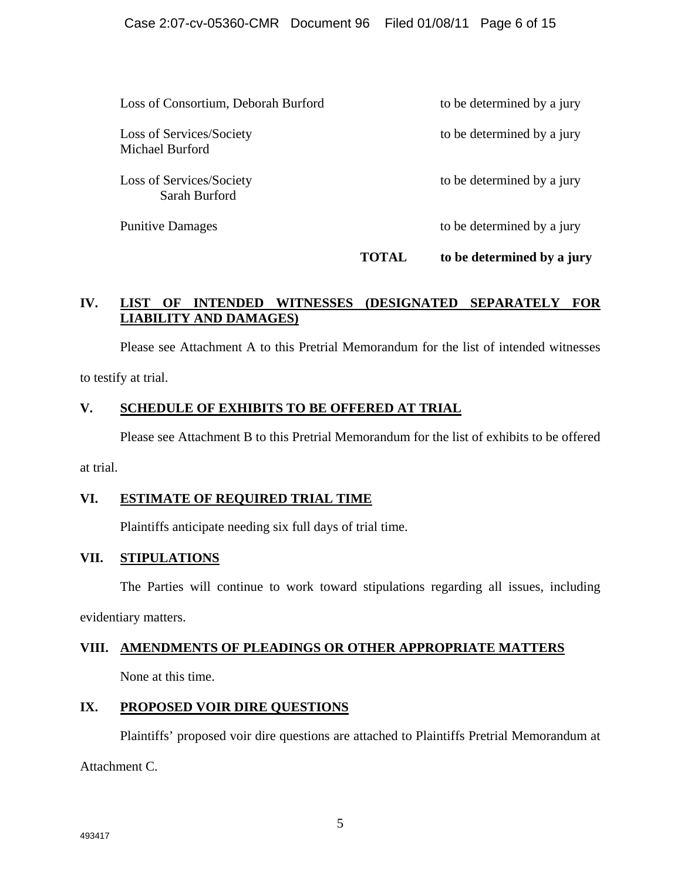| | |
|---|---|
| Loss of Consortium, Deborah Burford | to be determined by a jury |
| Loss of Services/Society Michael Burford | to be determined by a jury |
| Loss of Services/Society Sarah Burford | to be determined by a jury |
| Punitive Damages | to be determined by a jury |
| **TOTAL** | **to be determined by a jury** |

## IV. LIST OF INTENDED WITNESSES (DESIGNATED SEPARATELY FOR LIABILITY AND DAMAGES)

Please see Attachment A to this Pretrial Memorandum for the list of intended witnesses to testify at trial.

## V. SCHEDULE OF EXHIBITS TO BE OFFERED AT TRIAL

Please see Attachment B to this Pretrial Memorandum for the list of exhibits to be offered at trial.

## VI. ESTIMATE OF REQUIRED TRIAL TIME

Plaintiffs anticipate needing six full days of trial time.

## VII. STIPULATIONS

The Parties will continue to work toward stipulations regarding all issues, including evidentiary matters.

## VIII. AMENDMENTS OF PLEADINGS OR OTHER APPROPRIATE MATTERS

None at this time.

## IX. PROPOSED VOIR DIRE QUESTIONS

Plaintiffs' proposed voir dire questions are attached to Plaintiffs Pretrial Memorandum at Attachment C.

493417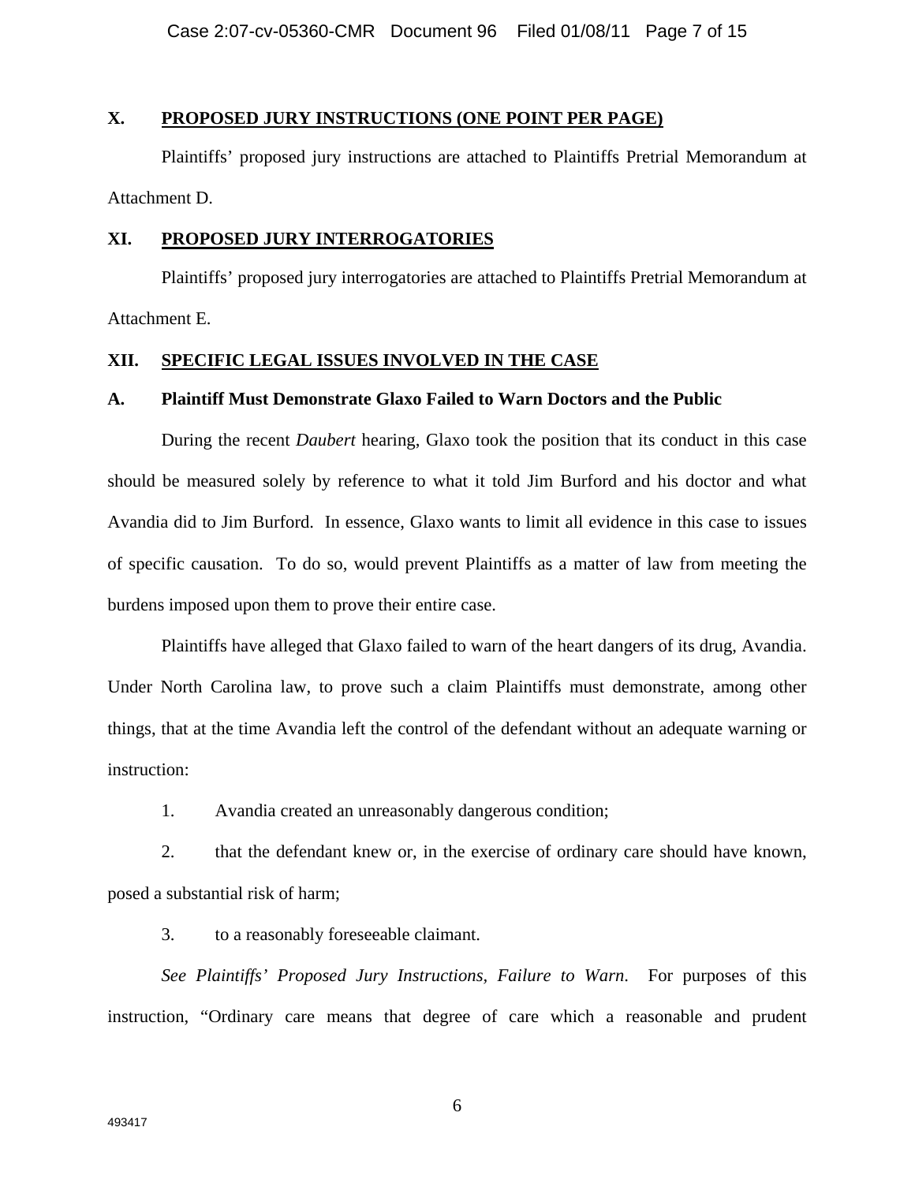## X. PROPOSED JURY INSTRUCTIONS (ONE POINT PER PAGE)

Plaintiffs' proposed jury instructions are attached to Plaintiffs Pretrial Memorandum at Attachment D.

## XI. PROPOSED JURY INTERROGATORIES

Plaintiffs' proposed jury interrogatories are attached to Plaintiffs Pretrial Memorandum at Attachment E.

## XII. SPECIFIC LEGAL ISSUES INVOLVED IN THE CASE

### A. Plaintiff Must Demonstrate Glaxo Failed to Warn Doctors and the Public

During the recent *Daubert* hearing, Glaxo took the position that its conduct in this case should be measured solely by reference to what it told Jim Burford and his doctor and what Avandia did to Jim Burford. In essence, Glaxo wants to limit all evidence in this case to issues of specific causation. To do so, would prevent Plaintiffs as a matter of law from meeting the burdens imposed upon them to prove their entire case.

Plaintiffs have alleged that Glaxo failed to warn of the heart dangers of its drug, Avandia. Under North Carolina law, to prove such a claim Plaintiffs must demonstrate, among other things, that at the time Avandia left the control of the defendant without an adequate warning or instruction:

1. Avandia created an unreasonably dangerous condition;

2. that the defendant knew or, in the exercise of ordinary care should have known, posed a substantial risk of harm;

3. to a reasonably foreseeable claimant.

*See Plaintiffs' Proposed Jury Instructions, Failure to Warn*. For purposes of this instruction, "Ordinary care means that degree of care which a reasonable and prudent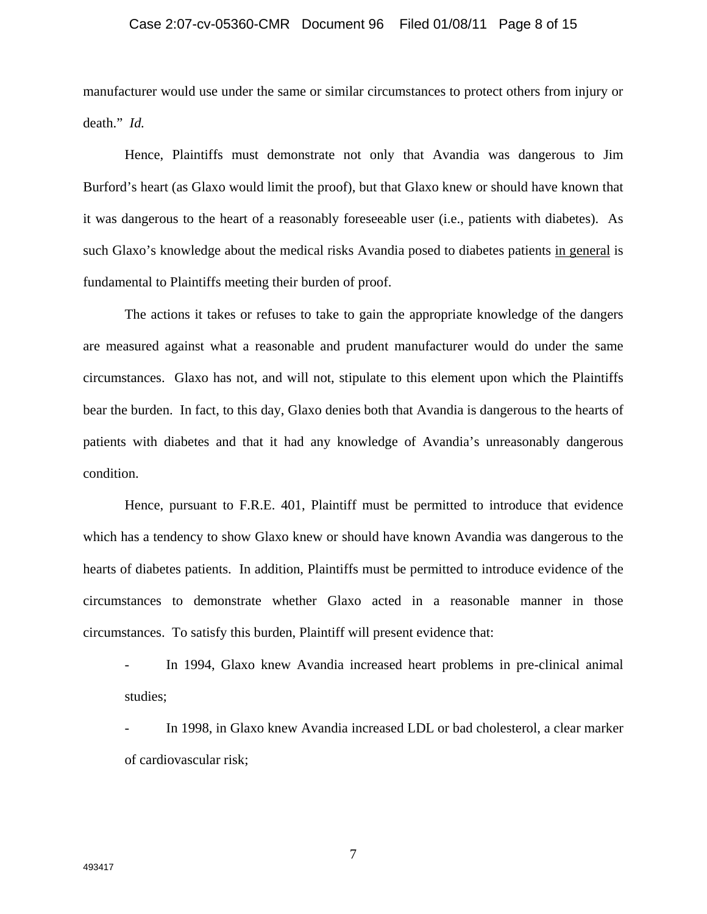manufacturer would use under the same or similar circumstances to protect others from injury or death." *Id.*

Hence, Plaintiffs must demonstrate not only that Avandia was dangerous to Jim Burford's heart (as Glaxo would limit the proof), but that Glaxo knew or should have known that it was dangerous to the heart of a reasonably foreseeable user (i.e., patients with diabetes). As such Glaxo's knowledge about the medical risks Avandia posed to diabetes patients <u>in general</u> is fundamental to Plaintiffs meeting their burden of proof.

The actions it takes or refuses to take to gain the appropriate knowledge of the dangers are measured against what a reasonable and prudent manufacturer would do under the same circumstances. Glaxo has not, and will not, stipulate to this element upon which the Plaintiffs bear the burden. In fact, to this day, Glaxo denies both that Avandia is dangerous to the hearts of patients with diabetes and that it had any knowledge of Avandia's unreasonably dangerous condition.

Hence, pursuant to F.R.E. 401, Plaintiff must be permitted to introduce that evidence which has a tendency to show Glaxo knew or should have known Avandia was dangerous to the hearts of diabetes patients. In addition, Plaintiffs must be permitted to introduce evidence of the circumstances to demonstrate whether Glaxo acted in a reasonable manner in those circumstances. To satisfy this burden, Plaintiff will present evidence that:

- In 1994, Glaxo knew Avandia increased heart problems in pre-clinical animal studies;
- In 1998, in Glaxo knew Avandia increased LDL or bad cholesterol, a clear marker of cardiovascular risk;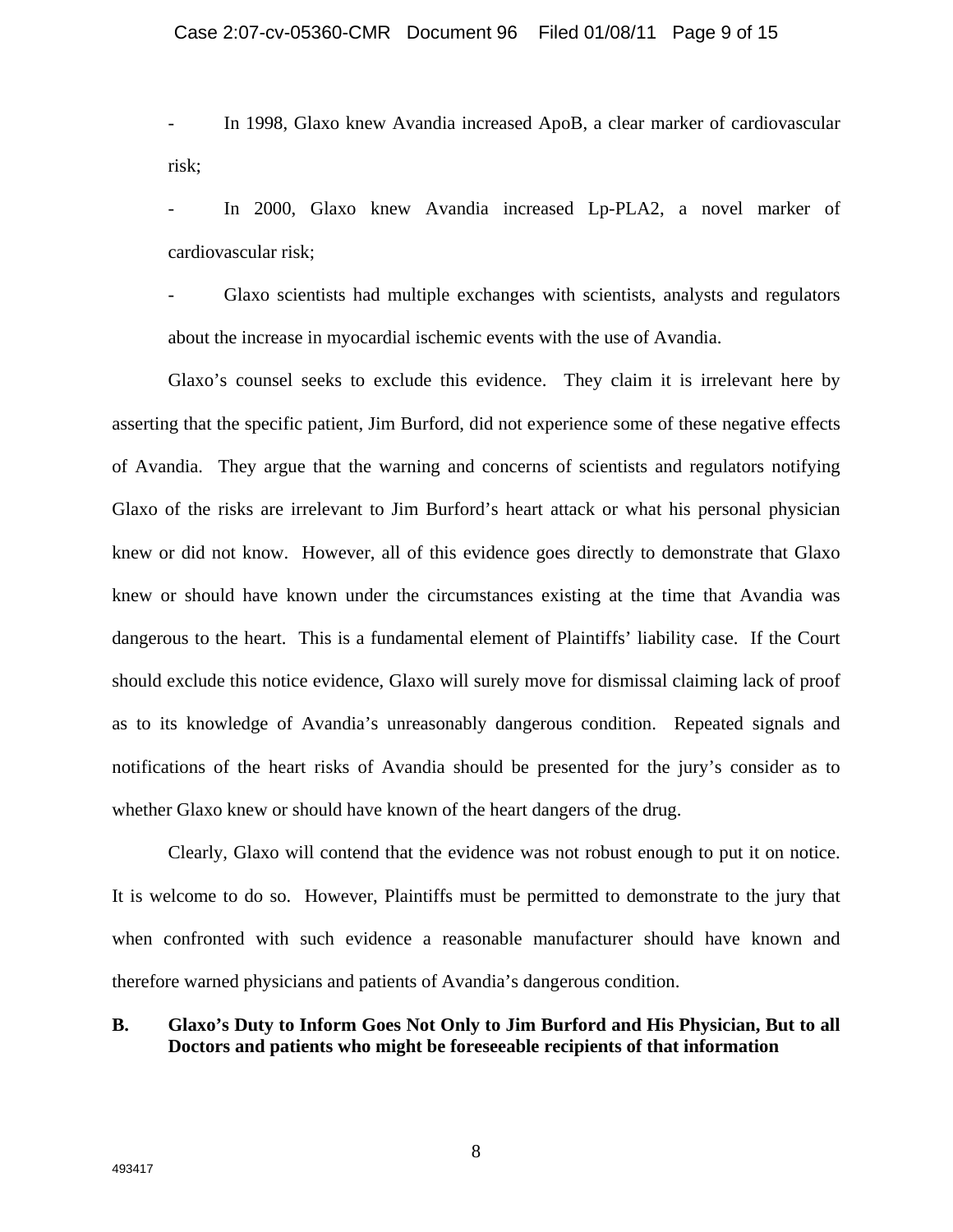- In 1998, Glaxo knew Avandia increased ApoB, a clear marker of cardiovascular risk;
- In 2000, Glaxo knew Avandia increased Lp-PLA2, a novel marker of cardiovascular risk;
- Glaxo scientists had multiple exchanges with scientists, analysts and regulators about the increase in myocardial ischemic events with the use of Avandia.

Glaxo's counsel seeks to exclude this evidence. They claim it is irrelevant here by asserting that the specific patient, Jim Burford, did not experience some of these negative effects of Avandia. They argue that the warning and concerns of scientists and regulators notifying Glaxo of the risks are irrelevant to Jim Burford's heart attack or what his personal physician knew or did not know. However, all of this evidence goes directly to demonstrate that Glaxo knew or should have known under the circumstances existing at the time that Avandia was dangerous to the heart. This is a fundamental element of Plaintiffs' liability case. If the Court should exclude this notice evidence, Glaxo will surely move for dismissal claiming lack of proof as to its knowledge of Avandia's unreasonably dangerous condition. Repeated signals and notifications of the heart risks of Avandia should be presented for the jury's consider as to whether Glaxo knew or should have known of the heart dangers of the drug.

Clearly, Glaxo will contend that the evidence was not robust enough to put it on notice. It is welcome to do so. However, Plaintiffs must be permitted to demonstrate to the jury that when confronted with such evidence a reasonable manufacturer should have known and therefore warned physicians and patients of Avandia's dangerous condition.

**B. Glaxo's Duty to Inform Goes Not Only to Jim Burford and His Physician, But to all Doctors and patients who might be foreseeable recipients of that information**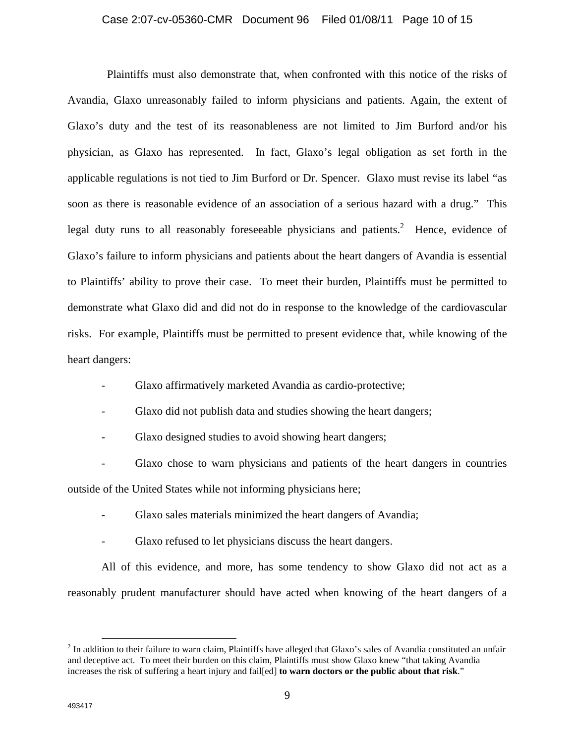Plaintiffs must also demonstrate that, when confronted with this notice of the risks of Avandia, Glaxo unreasonably failed to inform physicians and patients. Again, the extent of Glaxo's duty and the test of its reasonableness are not limited to Jim Burford and/or his physician, as Glaxo has represented. In fact, Glaxo's legal obligation as set forth in the applicable regulations is not tied to Jim Burford or Dr. Spencer. Glaxo must revise its label "as soon as there is reasonable evidence of an association of a serious hazard with a drug." This legal duty runs to all reasonably foreseeable physicians and patients.[2] Hence, evidence of Glaxo's failure to inform physicians and patients about the heart dangers of Avandia is essential to Plaintiffs' ability to prove their case. To meet their burden, Plaintiffs must be permitted to demonstrate what Glaxo did and did not do in response to the knowledge of the cardiovascular risks. For example, Plaintiffs must be permitted to present evidence that, while knowing of the heart dangers:

- Glaxo affirmatively marketed Avandia as cardio-protective;
- Glaxo did not publish data and studies showing the heart dangers;
- Glaxo designed studies to avoid showing heart dangers;
- Glaxo chose to warn physicians and patients of the heart dangers in countries outside of the United States while not informing physicians here;
- Glaxo sales materials minimized the heart dangers of Avandia;
- Glaxo refused to let physicians discuss the heart dangers.

All of this evidence, and more, has some tendency to show Glaxo did not act as a reasonably prudent manufacturer should have acted when knowing of the heart dangers of a

---

[2] In addition to their failure to warn claim, Plaintiffs have alleged that Glaxo's sales of Avandia constituted an unfair and deceptive act. To meet their burden on this claim, Plaintiffs must show Glaxo knew "that taking Avandia increases the risk of suffering a heart injury and fail[ed] **to warn doctors or the public about that risk**."

493417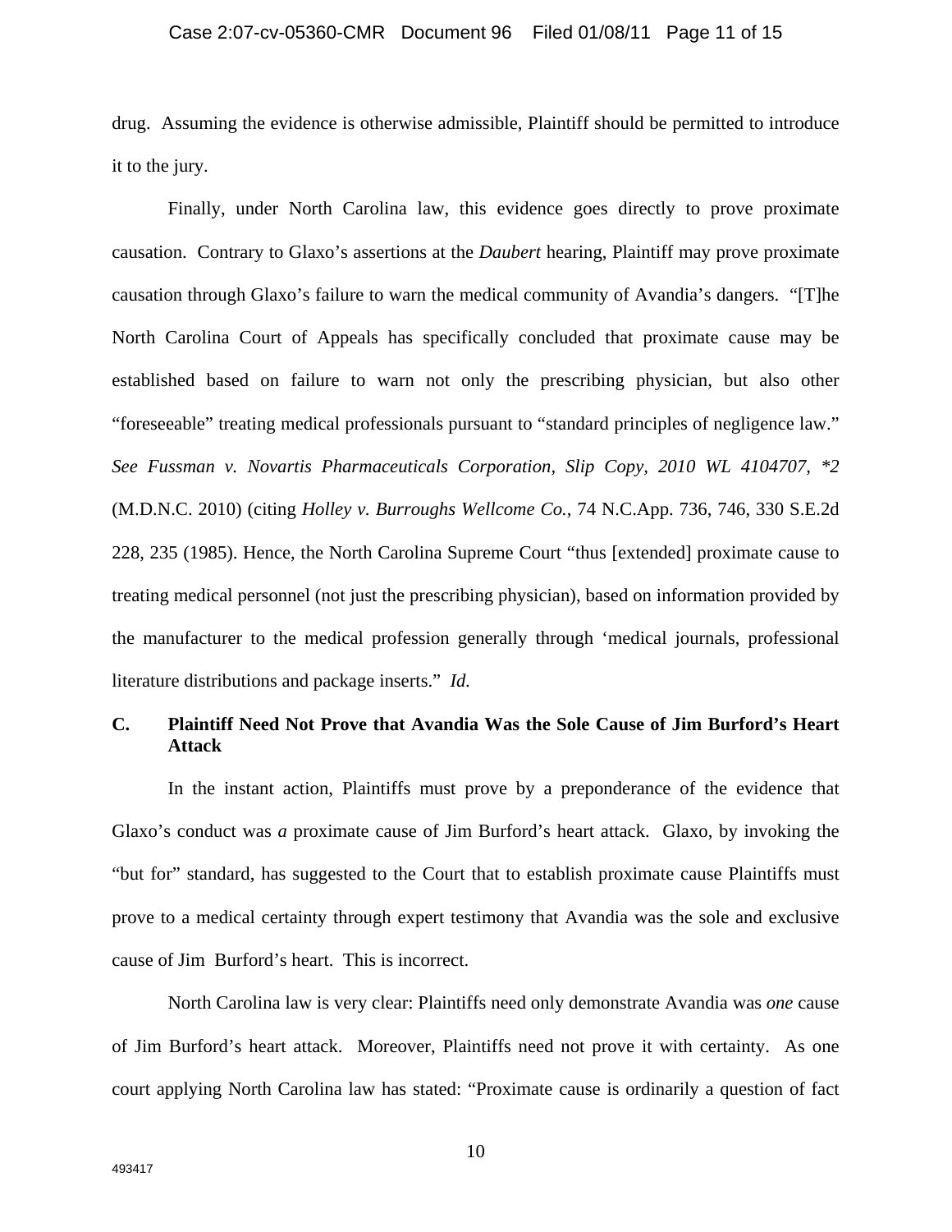drug. Assuming the evidence is otherwise admissible, Plaintiff should be permitted to introduce it to the jury.

Finally, under North Carolina law, this evidence goes directly to prove proximate causation. Contrary to Glaxo's assertions at the *Daubert* hearing, Plaintiff may prove proximate causation through Glaxo's failure to warn the medical community of Avandia's dangers. "[T]he North Carolina Court of Appeals has specifically concluded that proximate cause may be established based on failure to warn not only the prescribing physician, but also other "foreseeable" treating medical professionals pursuant to "standard principles of negligence law." *See Fussman v. Novartis Pharmaceuticals Corporation, Slip Copy, 2010 WL 4104707, \*2* (M.D.N.C. 2010) (citing *Holley v. Burroughs Wellcome Co.*, 74 N.C.App. 736, 746, 330 S.E.2d 228, 235 (1985). Hence, the North Carolina Supreme Court "thus [extended] proximate cause to treating medical personnel (not just the prescribing physician), based on information provided by the manufacturer to the medical profession generally through 'medical journals, professional literature distributions and package inserts." *Id.*

### C. Plaintiff Need Not Prove that Avandia Was the Sole Cause of Jim Burford's Heart Attack

In the instant action, Plaintiffs must prove by a preponderance of the evidence that Glaxo's conduct was *a* proximate cause of Jim Burford's heart attack. Glaxo, by invoking the "but for" standard, has suggested to the Court that to establish proximate cause Plaintiffs must prove to a medical certainty through expert testimony that Avandia was the sole and exclusive cause of Jim Burford's heart. This is incorrect.

North Carolina law is very clear: Plaintiffs need only demonstrate Avandia was *one* cause of Jim Burford's heart attack. Moreover, Plaintiffs need not prove it with certainty. As one court applying North Carolina law has stated: "Proximate cause is ordinarily a question of fact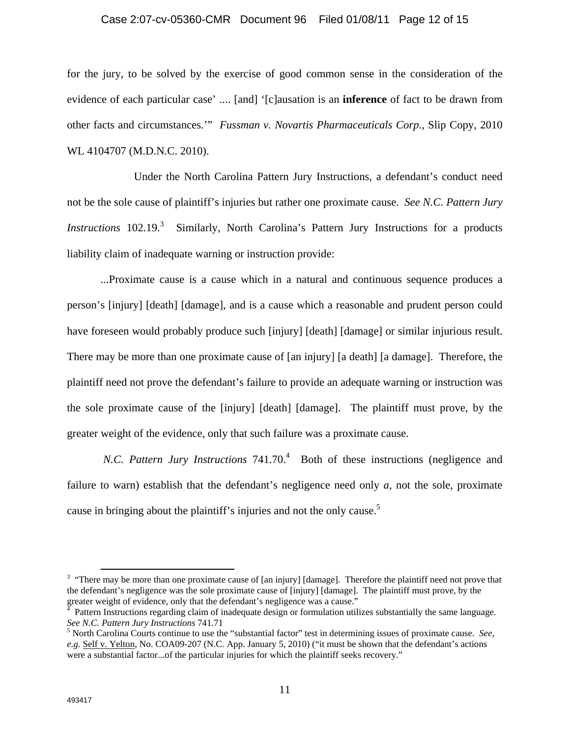for the jury, to be solved by the exercise of good common sense in the consideration of the evidence of each particular case' .... [and] '[c]ausation is an **inference** of fact to be drawn from other facts and circumstances.'" *Fussman v. Novartis Pharmaceuticals Corp*., Slip Copy, 2010 WL 4104707 (M.D.N.C. 2010).

Under the North Carolina Pattern Jury Instructions, a defendant's conduct need not be the sole cause of plaintiff's injuries but rather one proximate cause. *See N.C. Pattern Jury Instructions* 102.19.[3] Similarly, North Carolina's Pattern Jury Instructions for a products liability claim of inadequate warning or instruction provide:

> ...Proximate cause is a cause which in a natural and continuous sequence produces a person's [injury] [death] [damage], and is a cause which a reasonable and prudent person could have foreseen would probably produce such [injury] [death] [damage] or similar injurious result. There may be more than one proximate cause of [an injury] [a death] [a damage]. Therefore, the plaintiff need not prove the defendant's failure to provide an adequate warning or instruction was the sole proximate cause of the [injury] [death] [damage]. The plaintiff must prove, by the greater weight of the evidence, only that such failure was a proximate cause.

*N.C. Pattern Jury Instructions* 741.70.[4] Both of these instructions (negligence and failure to warn) establish that the defendant's negligence need only *a*, not the sole, proximate cause in bringing about the plaintiff's injuries and not the only cause.[5]

---

[3] "There may be more than one proximate cause of [an injury] [damage]. Therefore the plaintiff need not prove that the defendant's negligence was the sole proximate cause of [injury] [damage]. The plaintiff must prove, by the greater weight of evidence, only that the defendant's negligence was a cause."

[4] Pattern Instructions regarding claim of inadequate design or formulation utilizes substantially the same language. *See N.C. Pattern Jury Instructions* 741.71

[5] North Carolina Courts continue to use the "substantial factor" test in determining issues of proximate cause. *See, e.g.* Self v. Yelton, No. COA09-207 (N.C. App. January 5, 2010) ("it must be shown that the defendant's actions were a substantial factor...of the particular injuries for which the plaintiff seeks recovery."

493417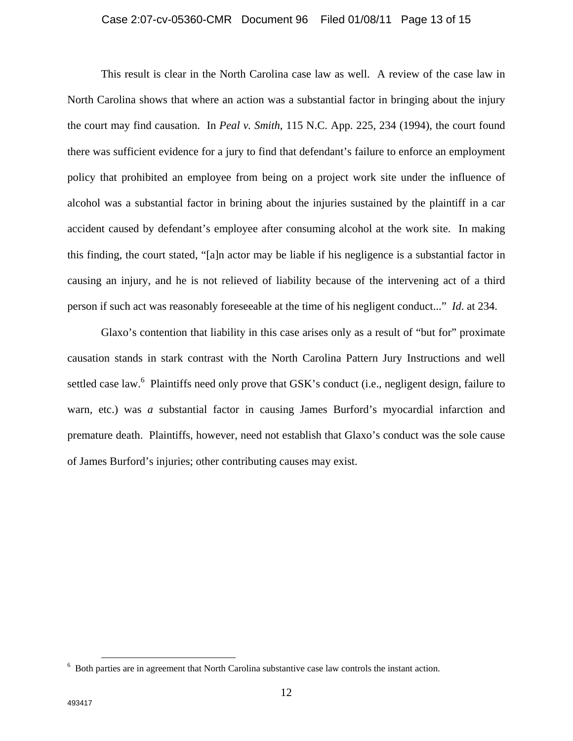This result is clear in the North Carolina case law as well. A review of the case law in North Carolina shows that where an action was a substantial factor in bringing about the injury the court may find causation. In *Peal v. Smith*, 115 N.C. App. 225, 234 (1994), the court found there was sufficient evidence for a jury to find that defendant's failure to enforce an employment policy that prohibited an employee from being on a project work site under the influence of alcohol was a substantial factor in brining about the injuries sustained by the plaintiff in a car accident caused by defendant's employee after consuming alcohol at the work site. In making this finding, the court stated, "[a]n actor may be liable if his negligence is a substantial factor in causing an injury, and he is not relieved of liability because of the intervening act of a third person if such act was reasonably foreseeable at the time of his negligent conduct..." *Id*. at 234.

Glaxo's contention that liability in this case arises only as a result of "but for" proximate causation stands in stark contrast with the North Carolina Pattern Jury Instructions and well settled case law.[6] Plaintiffs need only prove that GSK's conduct (i.e., negligent design, failure to warn, etc.) was *a* substantial factor in causing James Burford's myocardial infarction and premature death. Plaintiffs, however, need not establish that Glaxo's conduct was the sole cause of James Burford's injuries; other contributing causes may exist.

---

[6] Both parties are in agreement that North Carolina substantive case law controls the instant action.

493417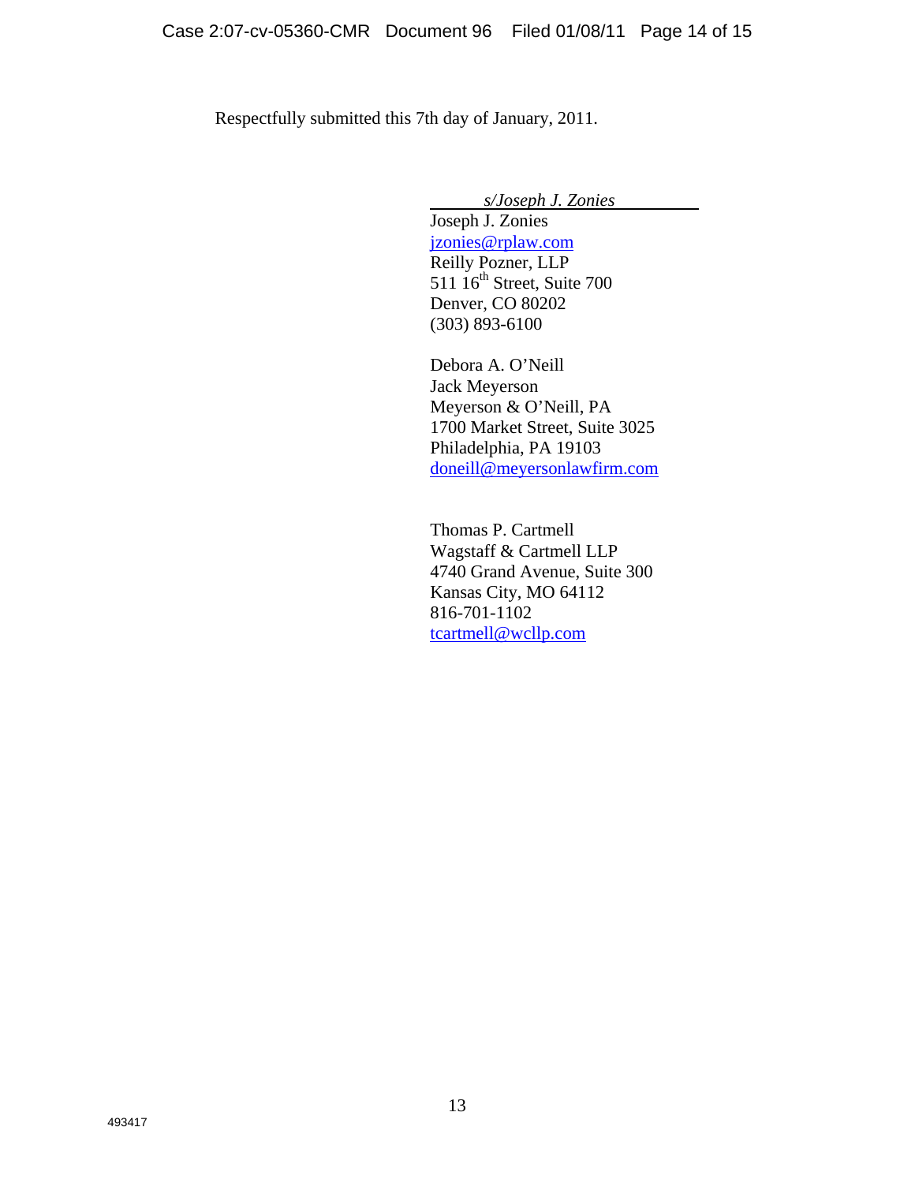Respectfully submitted this 7th day of January, 2011.

*s/Joseph J. Zonies*
Joseph J. Zonies
jzonies@rplaw.com
Reilly Pozner, LLP
511 16th Street, Suite 700
Denver, CO 80202
(303) 893-6100

Debora A. O'Neill
Jack Meyerson
Meyerson & O'Neill, PA
1700 Market Street, Suite 3025
Philadelphia, PA 19103
doneill@meyersonlawfirm.com

Thomas P. Cartmell
Wagstaff & Cartmell LLP
4740 Grand Avenue, Suite 300
Kansas City, MO 64112
816-701-1102
tcartmell@wcllp.com

493417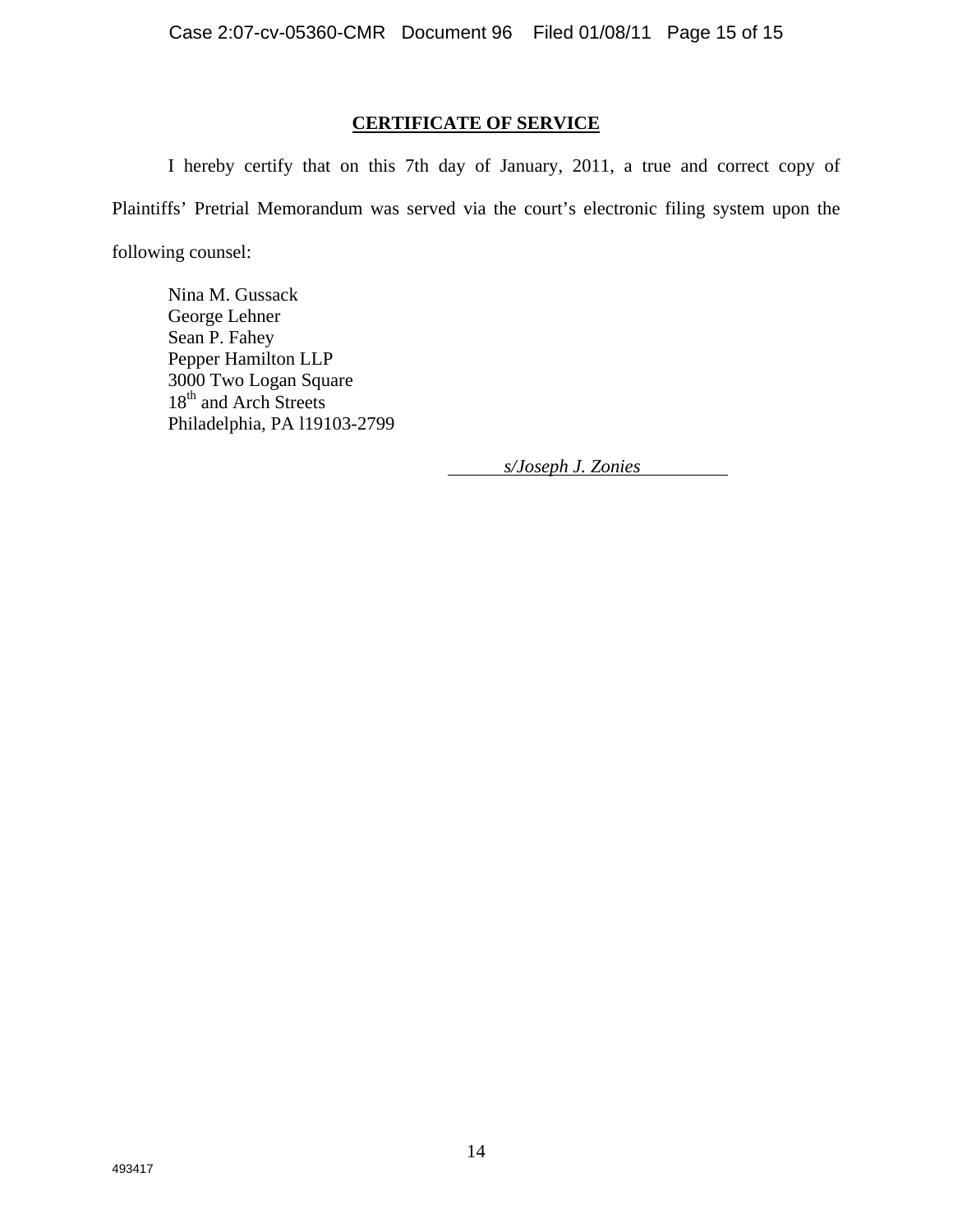## CERTIFICATE OF SERVICE

I hereby certify that on this 7th day of January, 2011, a true and correct copy of Plaintiffs' Pretrial Memorandum was served via the court's electronic filing system upon the following counsel:

Nina M. Gussack  
George Lehner  
Sean P. Fahey  
Pepper Hamilton LLP  
3000 Two Logan Square  
18th and Arch Streets  
Philadelphia, PA l19103-2799

*s/Joseph J. Zonies*

493417